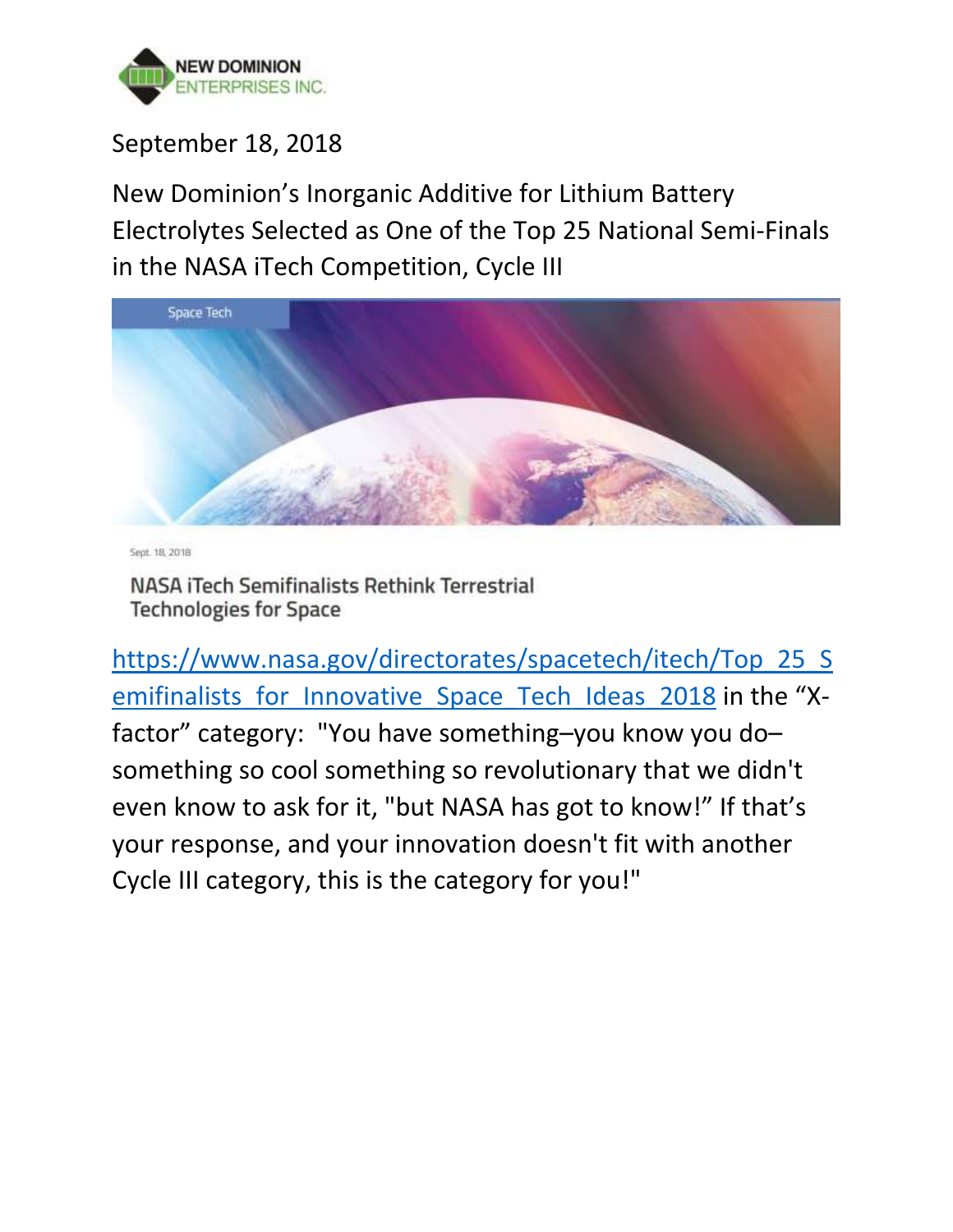NEW DOMINION ENTERPRISES INC.

September 18, 2018

# New Dominion's Inorganic Additive for Lithium Battery Electrolytes Selected as One of the Top 25 National Semi-Finals in the NASA iTech Competition, Cycle III

Space Tech

Sept. 18, 2018

NASA iTech Semifinalists Rethink Terrestrial Technologies for Space

[https://www.nasa.gov/directorates/spacetech/itech/Top_25_Semifinalists_for_Innovative_Space_Tech_Ideas_2018](https://www.nasa.gov/directorates/spacetech/itech/Top_25_Semifinalists_for_Innovative_Space_Tech_Ideas_2018) in the "X-factor" category: "You have something–you know you do–something so cool something so revolutionary that we didn't even know to ask for it, "but NASA has got to know!" If that's your response, and your innovation doesn't fit with another Cycle III category, this is the category for you!"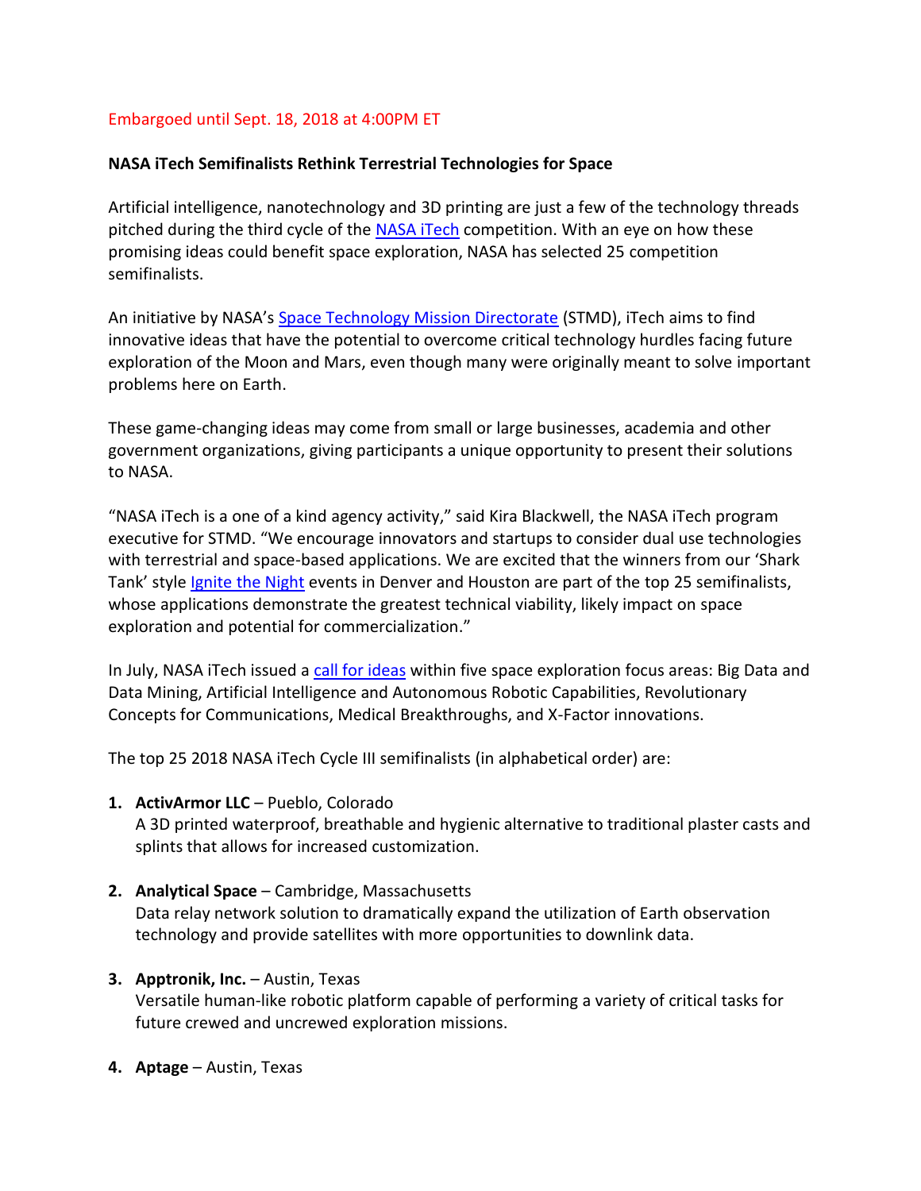Embargoed until Sept. 18, 2018 at 4:00PM ET

**NASA iTech Semifinalists Rethink Terrestrial Technologies for Space**

Artificial intelligence, nanotechnology and 3D printing are just a few of the technology threads pitched during the third cycle of the [NASA iTech](https://nasaitech.com) competition. With an eye on how these promising ideas could benefit space exploration, NASA has selected 25 competition semifinalists.

An initiative by NASA's [Space Technology Mission Directorate](https://www.nasa.gov/directorates/spacetech) (STMD), iTech aims to find innovative ideas that have the potential to overcome critical technology hurdles facing future exploration of the Moon and Mars, even though many were originally meant to solve important problems here on Earth.

These game-changing ideas may come from small or large businesses, academia and other government organizations, giving participants a unique opportunity to present their solutions to NASA.

"NASA iTech is a one of a kind agency activity," said Kira Blackwell, the NASA iTech program executive for STMD. "We encourage innovators and startups to consider dual use technologies with terrestrial and space-based applications. We are excited that the winners from our 'Shark Tank' style Ignite the Night events in Denver and Houston are part of the top 25 semifinalists, whose applications demonstrate the greatest technical viability, likely impact on space exploration and potential for commercialization."

In July, NASA iTech issued a call for ideas within five space exploration focus areas: Big Data and Data Mining, Artificial Intelligence and Autonomous Robotic Capabilities, Revolutionary Concepts for Communications, Medical Breakthroughs, and X-Factor innovations.

The top 25 2018 NASA iTech Cycle III semifinalists (in alphabetical order) are:

1. **ActivArmor LLC** – Pueblo, Colorado
   A 3D printed waterproof, breathable and hygienic alternative to traditional plaster casts and splints that allows for increased customization.

2. **Analytical Space** – Cambridge, Massachusetts
   Data relay network solution to dramatically expand the utilization of Earth observation technology and provide satellites with more opportunities to downlink data.

3. **Apptronik, Inc.** – Austin, Texas
   Versatile human-like robotic platform capable of performing a variety of critical tasks for future crewed and uncrewed exploration missions.

4. **Aptage** – Austin, Texas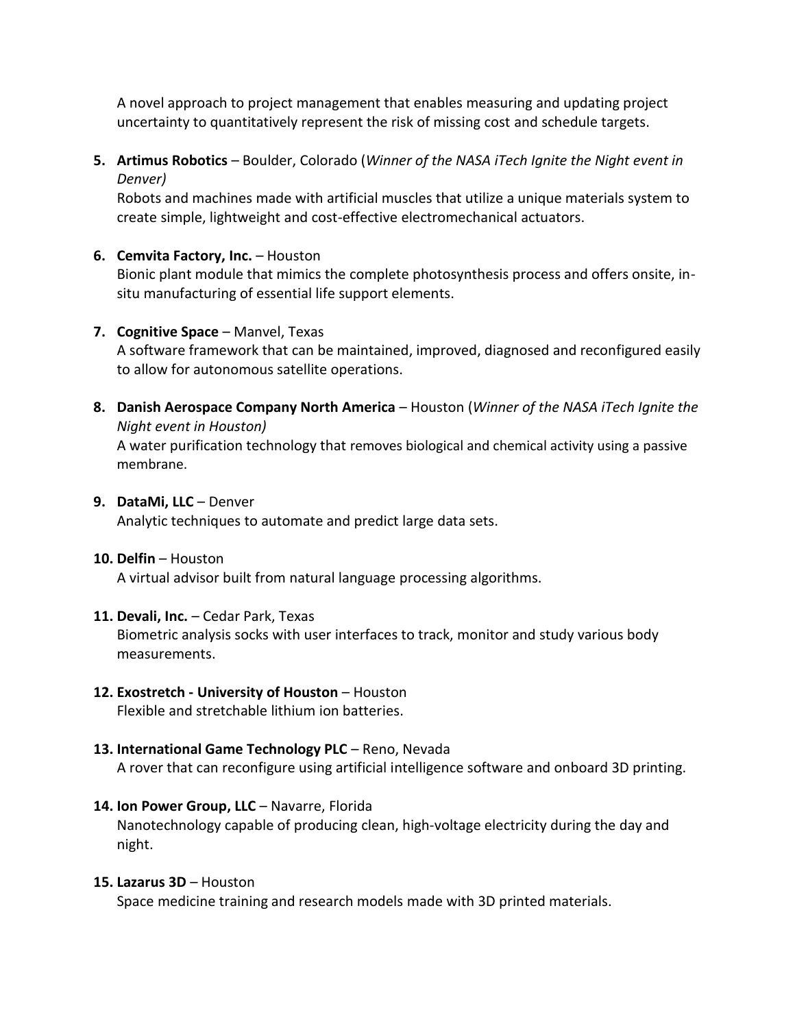A novel approach to project management that enables measuring and updating project uncertainty to quantitatively represent the risk of missing cost and schedule targets.

5. **Artimus Robotics** – Boulder, Colorado (*Winner of the NASA iTech Ignite the Night event in Denver)*
   Robots and machines made with artificial muscles that utilize a unique materials system to create simple, lightweight and cost-effective electromechanical actuators.

6. **Cemvita Factory, Inc.** – Houston
   Bionic plant module that mimics the complete photosynthesis process and offers onsite, in-situ manufacturing of essential life support elements.

7. **Cognitive Space** – Manvel, Texas
   A software framework that can be maintained, improved, diagnosed and reconfigured easily to allow for autonomous satellite operations.

8. **Danish Aerospace Company North America** – Houston (*Winner of the NASA iTech Ignite the Night event in Houston)*
   A water purification technology that removes biological and chemical activity using a passive membrane.

9. **DataMi, LLC** – Denver
   Analytic techniques to automate and predict large data sets.

10. **Delfin** – Houston
    A virtual advisor built from natural language processing algorithms.

11. **Devali, Inc.** – Cedar Park, Texas
    Biometric analysis socks with user interfaces to track, monitor and study various body measurements.

12. **Exostretch - University of Houston** – Houston
    Flexible and stretchable lithium ion batteries.

13. **International Game Technology PLC** – Reno, Nevada
    A rover that can reconfigure using artificial intelligence software and onboard 3D printing.

14. **Ion Power Group, LLC** – Navarre, Florida
    Nanotechnology capable of producing clean, high-voltage electricity during the day and night.

15. **Lazarus 3D** – Houston
    Space medicine training and research models made with 3D printed materials.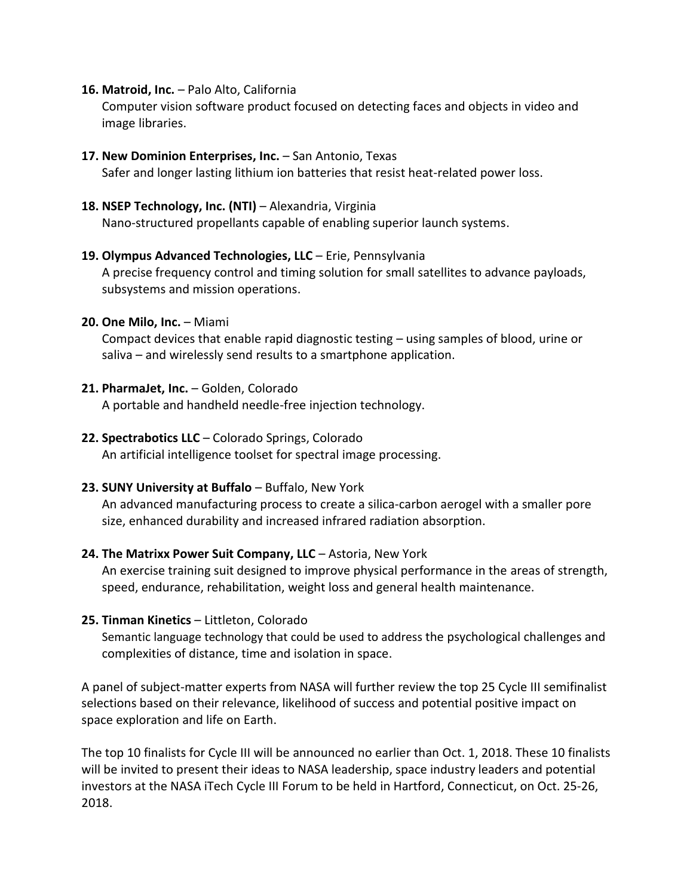16. **Matroid, Inc.** – Palo Alto, California
    Computer vision software product focused on detecting faces and objects in video and image libraries.

17. **New Dominion Enterprises, Inc.** – San Antonio, Texas
    Safer and longer lasting lithium ion batteries that resist heat-related power loss.

18. **NSEP Technology, Inc. (NTI)** – Alexandria, Virginia
    Nano-structured propellants capable of enabling superior launch systems.

19. **Olympus Advanced Technologies, LLC** – Erie, Pennsylvania
    A precise frequency control and timing solution for small satellites to advance payloads, subsystems and mission operations.

20. **One Milo, Inc.** – Miami
    Compact devices that enable rapid diagnostic testing – using samples of blood, urine or saliva – and wirelessly send results to a smartphone application.

21. **PharmaJet, Inc.** – Golden, Colorado
    A portable and handheld needle-free injection technology.

22. **Spectrabotics LLC** – Colorado Springs, Colorado
    An artificial intelligence toolset for spectral image processing.

23. **SUNY University at Buffalo** – Buffalo, New York
    An advanced manufacturing process to create a silica-carbon aerogel with a smaller pore size, enhanced durability and increased infrared radiation absorption.

24. **The Matrixx Power Suit Company, LLC** – Astoria, New York
    An exercise training suit designed to improve physical performance in the areas of strength, speed, endurance, rehabilitation, weight loss and general health maintenance.

25. **Tinman Kinetics** – Littleton, Colorado
    Semantic language technology that could be used to address the psychological challenges and complexities of distance, time and isolation in space.

A panel of subject-matter experts from NASA will further review the top 25 Cycle III semifinalist selections based on their relevance, likelihood of success and potential positive impact on space exploration and life on Earth.

The top 10 finalists for Cycle III will be announced no earlier than Oct. 1, 2018. These 10 finalists will be invited to present their ideas to NASA leadership, space industry leaders and potential investors at the NASA iTech Cycle III Forum to be held in Hartford, Connecticut, on Oct. 25-26, 2018.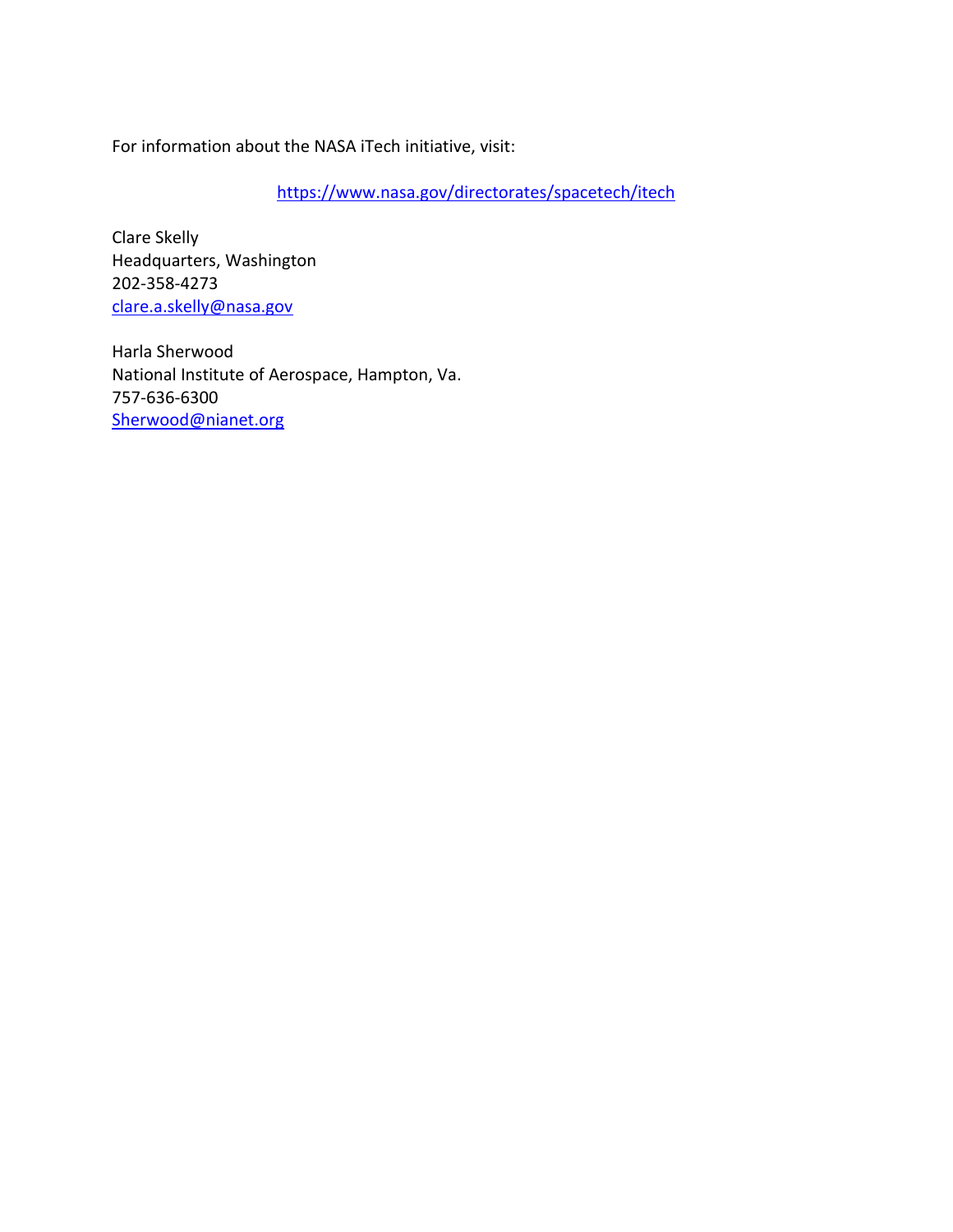For information about the NASA iTech initiative, visit:

https://www.nasa.gov/directorates/spacetech/itech

Clare Skelly
Headquarters, Washington
202-358-4273
clare.a.skelly@nasa.gov

Harla Sherwood
National Institute of Aerospace, Hampton, Va.
757-636-6300
Sherwood@nianet.org